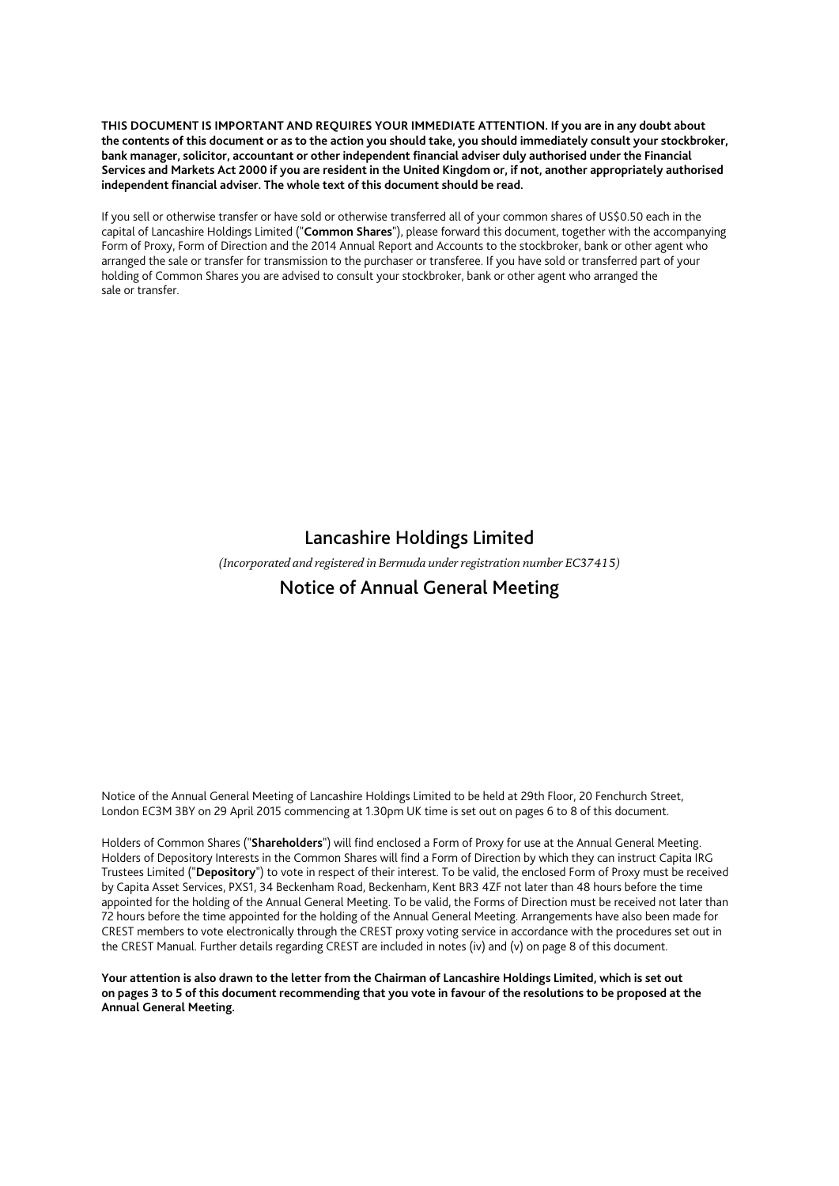**THIS DOCUMENT IS IMPORTANT AND REQUIRES YOUR IMMEDIATE ATTENTION. If you are in any doubt about the contents of this document or as to the action you should take, you should immediately consult your stockbroker, bank manager, solicitor, accountant or other independent financial adviser duly authorised under the Financial Services and Markets Act 2000 if you are resident in the United Kingdom or, if not, another appropriately authorised independent financial adviser. The whole text of this document should be read.**

If you sell or otherwise transfer or have sold or otherwise transferred all of your common shares of US$0.50 each in the capital of Lancashire Holdings Limited ("**Common Shares**"), please forward this document, together with the accompanying Form of Proxy, Form of Direction and the 2014 Annual Report and Accounts to the stockbroker, bank or other agent who arranged the sale or transfer for transmission to the purchaser or transferee. If you have sold or transferred part of your holding of Common Shares you are advised to consult your stockbroker, bank or other agent who arranged the sale or transfer.

# Lancashire Holdings Limited

*(Incorporated and registered in Bermuda under registration number EC37415)*

## Notice of Annual General Meeting

Notice of the Annual General Meeting of Lancashire Holdings Limited to be held at 29th Floor, 20 Fenchurch Street, London EC3M 3BY on 29 April 2015 commencing at 1.30pm UK time is set out on pages 6 to 8 of this document.

Holders of Common Shares ("**Shareholders**") will find enclosed a Form of Proxy for use at the Annual General Meeting. Holders of Depository Interests in the Common Shares will find a Form of Direction by which they can instruct Capita IRG Trustees Limited ("**Depository**") to vote in respect of their interest. To be valid, the enclosed Form of Proxy must be received by Capita Asset Services, PXS1, 34 Beckenham Road, Beckenham, Kent BR3 4ZF not later than 48 hours before the time appointed for the holding of the Annual General Meeting. To be valid, the Forms of Direction must be received not later than 72 hours before the time appointed for the holding of the Annual General Meeting. Arrangements have also been made for CREST members to vote electronically through the CREST proxy voting service in accordance with the procedures set out in the CREST Manual. Further details regarding CREST are included in notes (iv) and (v) on page 8 of this document.

**Your attention is also drawn to the letter from the Chairman of Lancashire Holdings Limited, which is set out on pages 3 to 5 of this document recommending that you vote in favour of the resolutions to be proposed at the Annual General Meeting.**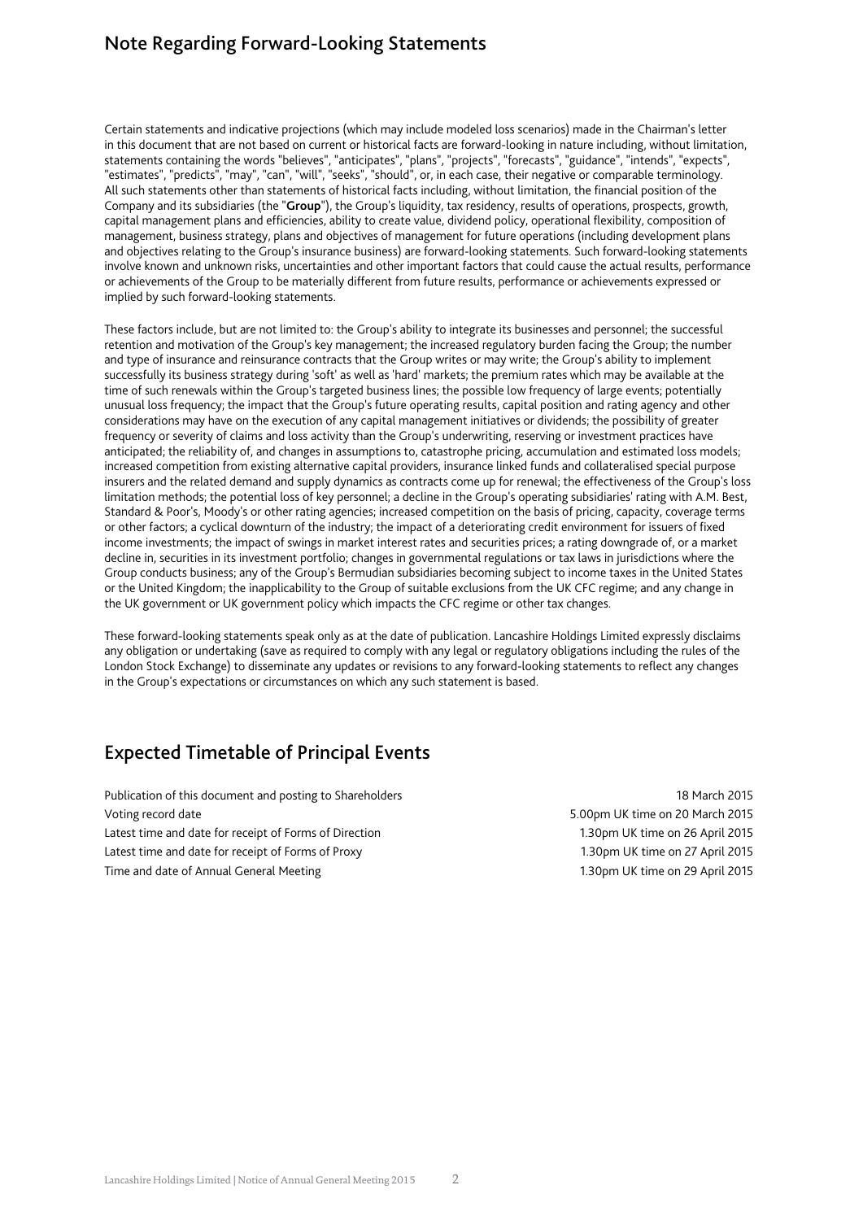## Note Regarding Forward-Looking Statements

Certain statements and indicative projections (which may include modeled loss scenarios) made in the Chairman's letter in this document that are not based on current or historical facts are forward-looking in nature including, without limitation, statements containing the words "believes", "anticipates", "plans", "projects", "forecasts", "guidance", "intends", "expects", "estimates", "predicts", "may", "can", "will", "seeks", "should", or, in each case, their negative or comparable terminology. All such statements other than statements of historical facts including, without limitation, the financial position of the Company and its subsidiaries (the "**Group**"), the Group's liquidity, tax residency, results of operations, prospects, growth, capital management plans and efficiencies, ability to create value, dividend policy, operational flexibility, composition of management, business strategy, plans and objectives of management for future operations (including development plans and objectives relating to the Group's insurance business) are forward-looking statements. Such forward-looking statements involve known and unknown risks, uncertainties and other important factors that could cause the actual results, performance or achievements of the Group to be materially different from future results, performance or achievements expressed or implied by such forward-looking statements.

These factors include, but are not limited to: the Group's ability to integrate its businesses and personnel; the successful retention and motivation of the Group's key management; the increased regulatory burden facing the Group; the number and type of insurance and reinsurance contracts that the Group writes or may write; the Group's ability to implement successfully its business strategy during 'soft' as well as 'hard' markets; the premium rates which may be available at the time of such renewals within the Group's targeted business lines; the possible low frequency of large events; potentially unusual loss frequency; the impact that the Group's future operating results, capital position and rating agency and other considerations may have on the execution of any capital management initiatives or dividends; the possibility of greater frequency or severity of claims and loss activity than the Group's underwriting, reserving or investment practices have anticipated; the reliability of, and changes in assumptions to, catastrophe pricing, accumulation and estimated loss models; increased competition from existing alternative capital providers, insurance linked funds and collateralised special purpose insurers and the related demand and supply dynamics as contracts come up for renewal; the effectiveness of the Group's loss limitation methods; the potential loss of key personnel; a decline in the Group's operating subsidiaries' rating with A.M. Best, Standard & Poor's, Moody's or other rating agencies; increased competition on the basis of pricing, capacity, coverage terms or other factors; a cyclical downturn of the industry; the impact of a deteriorating credit environment for issuers of fixed income investments; the impact of swings in market interest rates and securities prices; a rating downgrade of, or a market decline in, securities in its investment portfolio; changes in governmental regulations or tax laws in jurisdictions where the Group conducts business; any of the Group's Bermudian subsidiaries becoming subject to income taxes in the United States or the United Kingdom; the inapplicability to the Group of suitable exclusions from the UK CFC regime; and any change in the UK government or UK government policy which impacts the CFC regime or other tax changes.

These forward-looking statements speak only as at the date of publication. Lancashire Holdings Limited expressly disclaims any obligation or undertaking (save as required to comply with any legal or regulatory obligations including the rules of the London Stock Exchange) to disseminate any updates or revisions to any forward-looking statements to reflect any changes in the Group's expectations or circumstances on which any such statement is based.

## Expected Timetable of Principal Events

| | |
|---|---|
| Publication of this document and posting to Shareholders | 18 March 2015 |
| Voting record date | 5.00pm UK time on 20 March 2015 |
| Latest time and date for receipt of Forms of Direction | 1.30pm UK time on 26 April 2015 |
| Latest time and date for receipt of Forms of Proxy | 1.30pm UK time on 27 April 2015 |
| Time and date of Annual General Meeting | 1.30pm UK time on 29 April 2015 |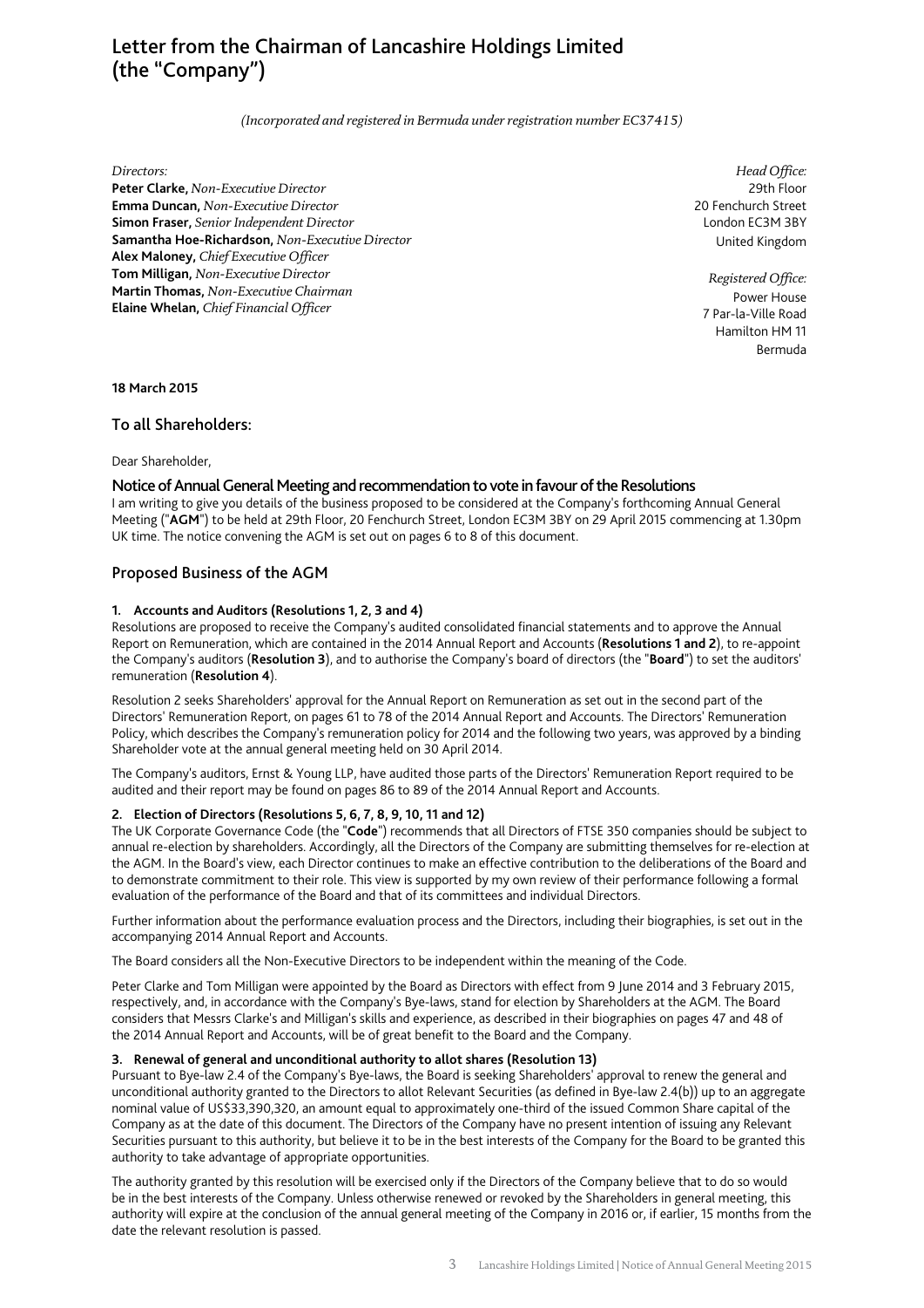# Letter from the Chairman of Lancashire Holdings Limited (the "Company")

*(Incorporated and registered in Bermuda under registration number EC37415)*

*Directors:*
**Peter Clarke,** *Non-Executive Director*
**Emma Duncan,** *Non-Executive Director*
**Simon Fraser,** *Senior Independent Director*
**Samantha Hoe-Richardson,** *Non-Executive Director*
**Alex Maloney,** *Chief Executive Officer*
**Tom Milligan**, *Non-Executive Director*
**Martin Thomas,** *Non-Executive Chairman*
**Elaine Whelan,** *Chief Financial Officer*

*Head Office:*
29th Floor
20 Fenchurch Street
London EC3M 3BY
United Kingdom

*Registered Office:*
Power House
7 Par-la-Ville Road
Hamilton HM 11
Bermuda

**18 March 2015**

## To all Shareholders:

Dear Shareholder,

### Notice of Annual General Meeting and recommendation to vote in favour of the Resolutions

I am writing to give you details of the business proposed to be considered at the Company's forthcoming Annual General Meeting ("**AGM**") to be held at 29th Floor, 20 Fenchurch Street, London EC3M 3BY on 29 April 2015 commencing at 1.30pm UK time. The notice convening the AGM is set out on pages 6 to 8 of this document.

## Proposed Business of the AGM

#### 1. Accounts and Auditors (Resolutions 1, 2, 3 and 4)

Resolutions are proposed to receive the Company's audited consolidated financial statements and to approve the Annual Report on Remuneration, which are contained in the 2014 Annual Report and Accounts (**Resolutions 1 and 2**), to re-appoint the Company's auditors (**Resolution 3**), and to authorise the Company's board of directors (the "**Board**") to set the auditors' remuneration (**Resolution 4**).

Resolution 2 seeks Shareholders' approval for the Annual Report on Remuneration as set out in the second part of the Directors' Remuneration Report, on pages 61 to 78 of the 2014 Annual Report and Accounts. The Directors' Remuneration Policy, which describes the Company's remuneration policy for 2014 and the following two years, was approved by a binding Shareholder vote at the annual general meeting held on 30 April 2014.

The Company's auditors, Ernst & Young LLP, have audited those parts of the Directors' Remuneration Report required to be audited and their report may be found on pages 86 to 89 of the 2014 Annual Report and Accounts.

#### 2. Election of Directors (Resolutions 5, 6, 7, 8, 9, 10, 11 and 12)

The UK Corporate Governance Code (the "**Code**") recommends that all Directors of FTSE 350 companies should be subject to annual re-election by shareholders. Accordingly, all the Directors of the Company are submitting themselves for re-election at the AGM. In the Board's view, each Director continues to make an effective contribution to the deliberations of the Board and to demonstrate commitment to their role. This view is supported by my own review of their performance following a formal evaluation of the performance of the Board and that of its committees and individual Directors.

Further information about the performance evaluation process and the Directors, including their biographies, is set out in the accompanying 2014 Annual Report and Accounts.

The Board considers all the Non-Executive Directors to be independent within the meaning of the Code.

Peter Clarke and Tom Milligan were appointed by the Board as Directors with effect from 9 June 2014 and 3 February 2015, respectively, and, in accordance with the Company's Bye-laws, stand for election by Shareholders at the AGM. The Board considers that Messrs Clarke's and Milligan's skills and experience, as described in their biographies on pages 47 and 48 of the 2014 Annual Report and Accounts, will be of great benefit to the Board and the Company.

#### 3. Renewal of general and unconditional authority to allot shares (Resolution 13)

Pursuant to Bye-law 2.4 of the Company's Bye-laws, the Board is seeking Shareholders' approval to renew the general and unconditional authority granted to the Directors to allot Relevant Securities (as defined in Bye-law 2.4(b)) up to an aggregate nominal value of US$33,390,320, an amount equal to approximately one-third of the issued Common Share capital of the Company as at the date of this document. The Directors of the Company have no present intention of issuing any Relevant Securities pursuant to this authority, but believe it to be in the best interests of the Company for the Board to be granted this authority to take advantage of appropriate opportunities.

The authority granted by this resolution will be exercised only if the Directors of the Company believe that to do so would be in the best interests of the Company. Unless otherwise renewed or revoked by the Shareholders in general meeting, this authority will expire at the conclusion of the annual general meeting of the Company in 2016 or, if earlier, 15 months from the date the relevant resolution is passed.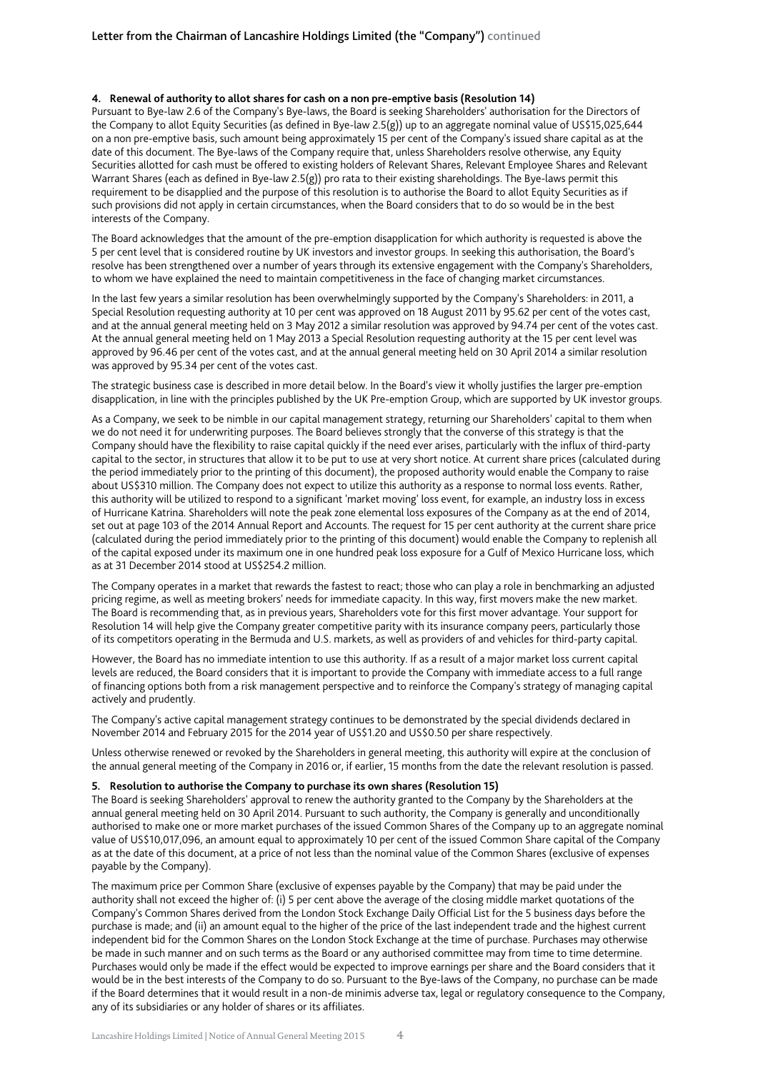### 4. Renewal of authority to allot shares for cash on a non pre-emptive basis (Resolution 14)

Pursuant to Bye-law 2.6 of the Company's Bye-laws, the Board is seeking Shareholders' authorisation for the Directors of the Company to allot Equity Securities (as defined in Bye-law 2.5(g)) up to an aggregate nominal value of US$15,025,644 on a non pre-emptive basis, such amount being approximately 15 per cent of the Company's issued share capital as at the date of this document. The Bye-laws of the Company require that, unless Shareholders resolve otherwise, any Equity Securities allotted for cash must be offered to existing holders of Relevant Shares, Relevant Employee Shares and Relevant Warrant Shares (each as defined in Bye-law 2.5(g)) pro rata to their existing shareholdings. The Bye-laws permit this requirement to be disapplied and the purpose of this resolution is to authorise the Board to allot Equity Securities as if such provisions did not apply in certain circumstances, when the Board considers that to do so would be in the best interests of the Company.

The Board acknowledges that the amount of the pre-emption disapplication for which authority is requested is above the 5 per cent level that is considered routine by UK investors and investor groups. In seeking this authorisation, the Board's resolve has been strengthened over a number of years through its extensive engagement with the Company's Shareholders, to whom we have explained the need to maintain competitiveness in the face of changing market circumstances.

In the last few years a similar resolution has been overwhelmingly supported by the Company's Shareholders: in 2011, a Special Resolution requesting authority at 10 per cent was approved on 18 August 2011 by 95.62 per cent of the votes cast, and at the annual general meeting held on 3 May 2012 a similar resolution was approved by 94.74 per cent of the votes cast. At the annual general meeting held on 1 May 2013 a Special Resolution requesting authority at the 15 per cent level was approved by 96.46 per cent of the votes cast, and at the annual general meeting held on 30 April 2014 a similar resolution was approved by 95.34 per cent of the votes cast.

The strategic business case is described in more detail below. In the Board's view it wholly justifies the larger pre-emption disapplication, in line with the principles published by the UK Pre-emption Group, which are supported by UK investor groups.

As a Company, we seek to be nimble in our capital management strategy, returning our Shareholders' capital to them when we do not need it for underwriting purposes. The Board believes strongly that the converse of this strategy is that the Company should have the flexibility to raise capital quickly if the need ever arises, particularly with the influx of third-party capital to the sector, in structures that allow it to be put to use at very short notice. At current share prices (calculated during the period immediately prior to the printing of this document), the proposed authority would enable the Company to raise about US$310 million. The Company does not expect to utilize this authority as a response to normal loss events. Rather, this authority will be utilized to respond to a significant 'market moving' loss event, for example, an industry loss in excess of Hurricane Katrina. Shareholders will note the peak zone elemental loss exposures of the Company as at the end of 2014, set out at page 103 of the 2014 Annual Report and Accounts. The request for 15 per cent authority at the current share price (calculated during the period immediately prior to the printing of this document) would enable the Company to replenish all of the capital exposed under its maximum one in one hundred peak loss exposure for a Gulf of Mexico Hurricane loss, which as at 31 December 2014 stood at US$254.2 million.

The Company operates in a market that rewards the fastest to react; those who can play a role in benchmarking an adjusted pricing regime, as well as meeting brokers' needs for immediate capacity. In this way, first movers make the new market. The Board is recommending that, as in previous years, Shareholders vote for this first mover advantage. Your support for Resolution 14 will help give the Company greater competitive parity with its insurance company peers, particularly those of its competitors operating in the Bermuda and U.S. markets, as well as providers of and vehicles for third-party capital.

However, the Board has no immediate intention to use this authority. If as a result of a major market loss current capital levels are reduced, the Board considers that it is important to provide the Company with immediate access to a full range of financing options both from a risk management perspective and to reinforce the Company's strategy of managing capital actively and prudently.

The Company's active capital management strategy continues to be demonstrated by the special dividends declared in November 2014 and February 2015 for the 2014 year of US$1.20 and US$0.50 per share respectively.

Unless otherwise renewed or revoked by the Shareholders in general meeting, this authority will expire at the conclusion of the annual general meeting of the Company in 2016 or, if earlier, 15 months from the date the relevant resolution is passed.

### 5. Resolution to authorise the Company to purchase its own shares (Resolution 15)

The Board is seeking Shareholders' approval to renew the authority granted to the Company by the Shareholders at the annual general meeting held on 30 April 2014. Pursuant to such authority, the Company is generally and unconditionally authorised to make one or more market purchases of the issued Common Shares of the Company up to an aggregate nominal value of US$10,017,096, an amount equal to approximately 10 per cent of the issued Common Share capital of the Company as at the date of this document, at a price of not less than the nominal value of the Common Shares (exclusive of expenses payable by the Company).

The maximum price per Common Share (exclusive of expenses payable by the Company) that may be paid under the authority shall not exceed the higher of: (i) 5 per cent above the average of the closing middle market quotations of the Company's Common Shares derived from the London Stock Exchange Daily Official List for the 5 business days before the purchase is made; and (ii) an amount equal to the higher of the price of the last independent trade and the highest current independent bid for the Common Shares on the London Stock Exchange at the time of purchase. Purchases may otherwise be made in such manner and on such terms as the Board or any authorised committee may from time to time determine. Purchases would only be made if the effect would be expected to improve earnings per share and the Board considers that it would be in the best interests of the Company to do so. Pursuant to the Bye-laws of the Company, no purchase can be made if the Board determines that it would result in a non-de minimis adverse tax, legal or regulatory consequence to the Company, any of its subsidiaries or any holder of shares or its affiliates.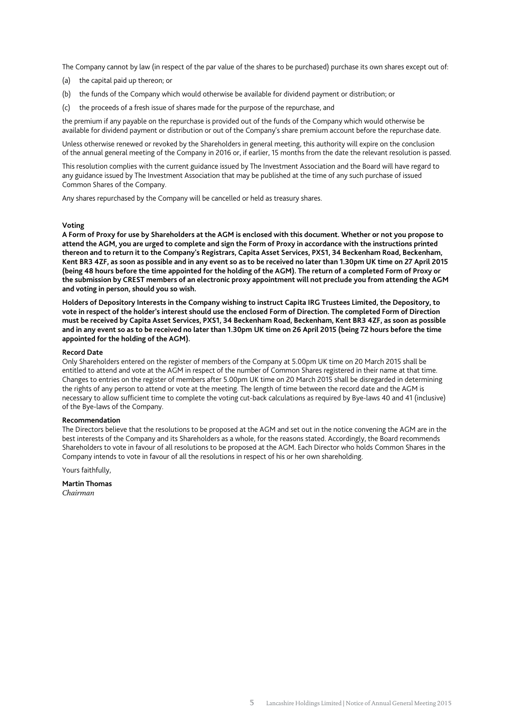The Company cannot by law (in respect of the par value of the shares to be purchased) purchase its own shares except out of:

(a) the capital paid up thereon; or

(b) the funds of the Company which would otherwise be available for dividend payment or distribution; or

(c) the proceeds of a fresh issue of shares made for the purpose of the repurchase, and

the premium if any payable on the repurchase is provided out of the funds of the Company which would otherwise be available for dividend payment or distribution or out of the Company's share premium account before the repurchase date.

Unless otherwise renewed or revoked by the Shareholders in general meeting, this authority will expire on the conclusion of the annual general meeting of the Company in 2016 or, if earlier, 15 months from the date the relevant resolution is passed.

This resolution complies with the current guidance issued by The Investment Association and the Board will have regard to any guidance issued by The Investment Association that may be published at the time of any such purchase of issued Common Shares of the Company.

Any shares repurchased by the Company will be cancelled or held as treasury shares.

**Voting**

**A Form of Proxy for use by Shareholders at the AGM is enclosed with this document. Whether or not you propose to attend the AGM, you are urged to complete and sign the Form of Proxy in accordance with the instructions printed thereon and to return it to the Company's Registrars, Capita Asset Services, PXS1, 34 Beckenham Road, Beckenham, Kent BR3 4ZF, as soon as possible and in any event so as to be received no later than 1.30pm UK time on 27 April 2015 (being 48 hours before the time appointed for the holding of the AGM). The return of a completed Form of Proxy or the submission by CREST members of an electronic proxy appointment will not preclude you from attending the AGM and voting in person, should you so wish.**

**Holders of Depository Interests in the Company wishing to instruct Capita IRG Trustees Limited, the Depository, to vote in respect of the holder's interest should use the enclosed Form of Direction. The completed Form of Direction must be received by Capita Asset Services, PXS1, 34 Beckenham Road, Beckenham, Kent BR3 4ZF, as soon as possible and in any event so as to be received no later than 1.30pm UK time on 26 April 2015 (being 72 hours before the time appointed for the holding of the AGM).**

**Record Date**

Only Shareholders entered on the register of members of the Company at 5.00pm UK time on 20 March 2015 shall be entitled to attend and vote at the AGM in respect of the number of Common Shares registered in their name at that time. Changes to entries on the register of members after 5.00pm UK time on 20 March 2015 shall be disregarded in determining the rights of any person to attend or vote at the meeting. The length of time between the record date and the AGM is necessary to allow sufficient time to complete the voting cut-back calculations as required by Bye-laws 40 and 41 (inclusive) of the Bye-laws of the Company.

**Recommendation**

The Directors believe that the resolutions to be proposed at the AGM and set out in the notice convening the AGM are in the best interests of the Company and its Shareholders as a whole, for the reasons stated. Accordingly, the Board recommends Shareholders to vote in favour of all resolutions to be proposed at the AGM. Each Director who holds Common Shares in the Company intends to vote in favour of all the resolutions in respect of his or her own shareholding.

Yours faithfully,

**Martin Thomas**
*Chairman*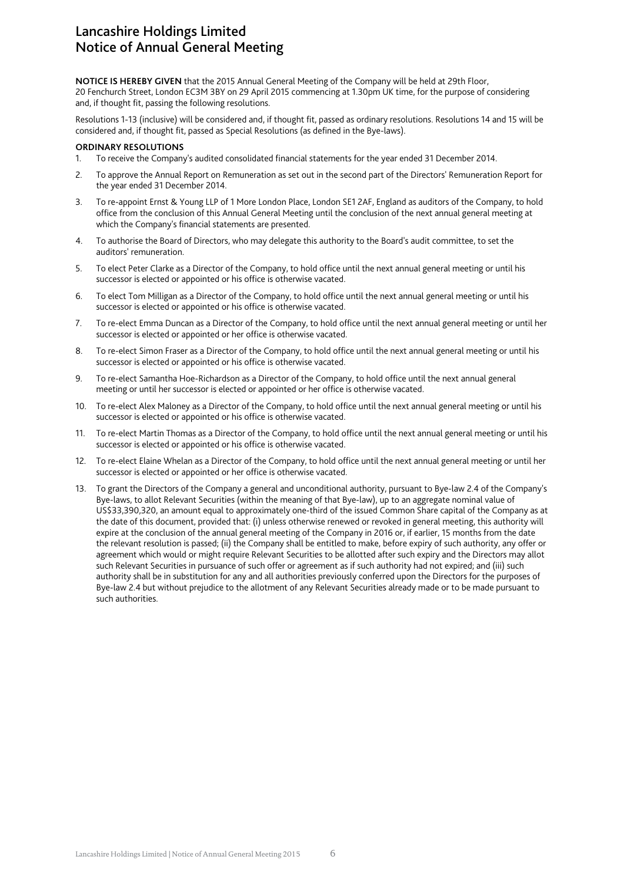# Lancashire Holdings Limited
# Notice of Annual General Meeting

**NOTICE IS HEREBY GIVEN** that the 2015 Annual General Meeting of the Company will be held at 29th Floor, 20 Fenchurch Street, London EC3M 3BY on 29 April 2015 commencing at 1.30pm UK time, for the purpose of considering and, if thought fit, passing the following resolutions.

Resolutions 1-13 (inclusive) will be considered and, if thought fit, passed as ordinary resolutions. Resolutions 14 and 15 will be considered and, if thought fit, passed as Special Resolutions (as defined in the Bye-laws).

**ORDINARY RESOLUTIONS**

1. To receive the Company's audited consolidated financial statements for the year ended 31 December 2014.
2. To approve the Annual Report on Remuneration as set out in the second part of the Directors' Remuneration Report for the year ended 31 December 2014.
3. To re-appoint Ernst & Young LLP of 1 More London Place, London SE1 2AF, England as auditors of the Company, to hold office from the conclusion of this Annual General Meeting until the conclusion of the next annual general meeting at which the Company's financial statements are presented.
4. To authorise the Board of Directors, who may delegate this authority to the Board's audit committee, to set the auditors' remuneration.
5. To elect Peter Clarke as a Director of the Company, to hold office until the next annual general meeting or until his successor is elected or appointed or his office is otherwise vacated.
6. To elect Tom Milligan as a Director of the Company, to hold office until the next annual general meeting or until his successor is elected or appointed or his office is otherwise vacated.
7. To re-elect Emma Duncan as a Director of the Company, to hold office until the next annual general meeting or until her successor is elected or appointed or her office is otherwise vacated.
8. To re-elect Simon Fraser as a Director of the Company, to hold office until the next annual general meeting or until his successor is elected or appointed or his office is otherwise vacated.
9. To re-elect Samantha Hoe-Richardson as a Director of the Company, to hold office until the next annual general meeting or until her successor is elected or appointed or her office is otherwise vacated.
10. To re-elect Alex Maloney as a Director of the Company, to hold office until the next annual general meeting or until his successor is elected or appointed or his office is otherwise vacated.
11. To re-elect Martin Thomas as a Director of the Company, to hold office until the next annual general meeting or until his successor is elected or appointed or his office is otherwise vacated.
12. To re-elect Elaine Whelan as a Director of the Company, to hold office until the next annual general meeting or until her successor is elected or appointed or her office is otherwise vacated.
13. To grant the Directors of the Company a general and unconditional authority, pursuant to Bye-law 2.4 of the Company's Bye-laws, to allot Relevant Securities (within the meaning of that Bye-law), up to an aggregate nominal value of US$33,390,320, an amount equal to approximately one-third of the issued Common Share capital of the Company as at the date of this document, provided that: (i) unless otherwise renewed or revoked in general meeting, this authority will expire at the conclusion of the annual general meeting of the Company in 2016 or, if earlier, 15 months from the date the relevant resolution is passed; (ii) the Company shall be entitled to make, before expiry of such authority, any offer or agreement which would or might require Relevant Securities to be allotted after such expiry and the Directors may allot such Relevant Securities in pursuance of such offer or agreement as if such authority had not expired; and (iii) such authority shall be in substitution for any and all authorities previously conferred upon the Directors for the purposes of Bye-law 2.4 but without prejudice to the allotment of any Relevant Securities already made or to be made pursuant to such authorities.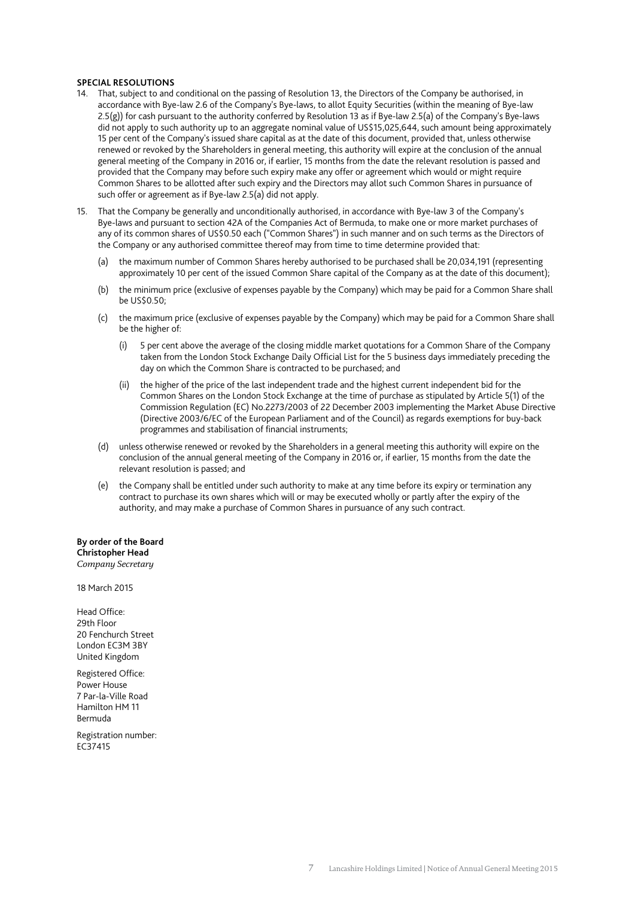**SPECIAL RESOLUTIONS**

14. That, subject to and conditional on the passing of Resolution 13, the Directors of the Company be authorised, in accordance with Bye-law 2.6 of the Company's Bye-laws, to allot Equity Securities (within the meaning of Bye-law 2.5(g)) for cash pursuant to the authority conferred by Resolution 13 as if Bye-law 2.5(a) of the Company's Bye-laws did not apply to such authority up to an aggregate nominal value of US$15,025,644, such amount being approximately 15 per cent of the Company's issued share capital as at the date of this document, provided that, unless otherwise renewed or revoked by the Shareholders in general meeting, this authority will expire at the conclusion of the annual general meeting of the Company in 2016 or, if earlier, 15 months from the date the relevant resolution is passed and provided that the Company may before such expiry make any offer or agreement which would or might require Common Shares to be allotted after such expiry and the Directors may allot such Common Shares in pursuance of such offer or agreement as if Bye-law 2.5(a) did not apply.

15. That the Company be generally and unconditionally authorised, in accordance with Bye-law 3 of the Company's Bye-laws and pursuant to section 42A of the Companies Act of Bermuda, to make one or more market purchases of any of its common shares of US$0.50 each ("Common Shares") in such manner and on such terms as the Directors of the Company or any authorised committee thereof may from time to time determine provided that:

    (a) the maximum number of Common Shares hereby authorised to be purchased shall be 20,034,191 (representing approximately 10 per cent of the issued Common Share capital of the Company as at the date of this document);

    (b) the minimum price (exclusive of expenses payable by the Company) which may be paid for a Common Share shall be US$0.50;

    (c) the maximum price (exclusive of expenses payable by the Company) which may be paid for a Common Share shall be the higher of:

        (i) 5 per cent above the average of the closing middle market quotations for a Common Share of the Company taken from the London Stock Exchange Daily Official List for the 5 business days immediately preceding the day on which the Common Share is contracted to be purchased; and

        (ii) the higher of the price of the last independent trade and the highest current independent bid for the Common Shares on the London Stock Exchange at the time of purchase as stipulated by Article 5(1) of the Commission Regulation (EC) No.2273/2003 of 22 December 2003 implementing the Market Abuse Directive (Directive 2003/6/EC of the European Parliament and of the Council) as regards exemptions for buy-back programmes and stabilisation of financial instruments;

    (d) unless otherwise renewed or revoked by the Shareholders in a general meeting this authority will expire on the conclusion of the annual general meeting of the Company in 2016 or, if earlier, 15 months from the date the relevant resolution is passed; and

    (e) the Company shall be entitled under such authority to make at any time before its expiry or termination any contract to purchase its own shares which will or may be executed wholly or partly after the expiry of the authority, and may make a purchase of Common Shares in pursuance of any such contract.

**By order of the Board**
**Christopher Head**
*Company Secretary*

18 March 2015

Head Office:
29th Floor
20 Fenchurch Street
London EC3M 3BY
United Kingdom

Registered Office:
Power House
7 Par-la-Ville Road
Hamilton HM 11
Bermuda

Registration number:
EC37415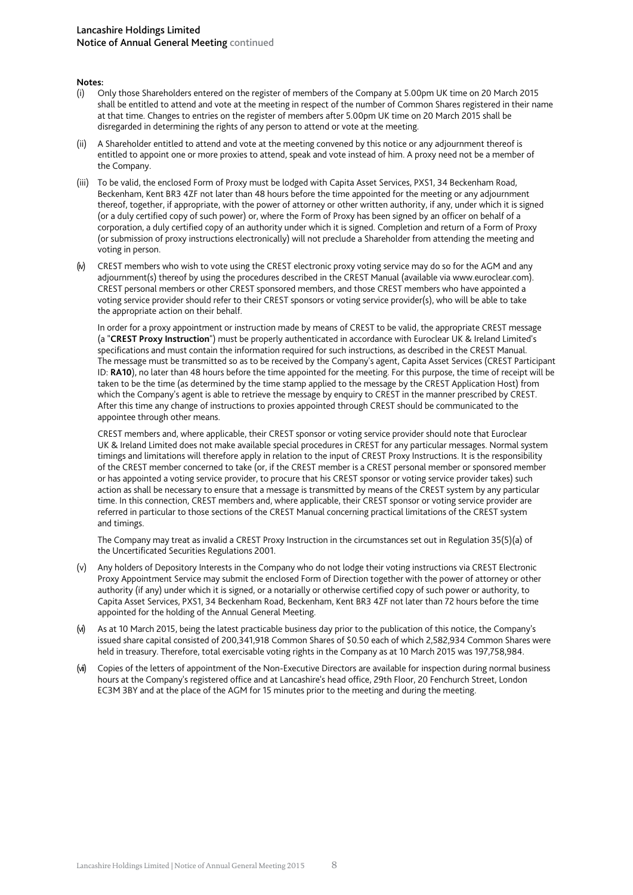**Notes:**

(i) Only those Shareholders entered on the register of members of the Company at 5.00pm UK time on 20 March 2015 shall be entitled to attend and vote at the meeting in respect of the number of Common Shares registered in their name at that time. Changes to entries on the register of members after 5.00pm UK time on 20 March 2015 shall be disregarded in determining the rights of any person to attend or vote at the meeting.

(ii) A Shareholder entitled to attend and vote at the meeting convened by this notice or any adjournment thereof is entitled to appoint one or more proxies to attend, speak and vote instead of him. A proxy need not be a member of the Company.

(iii) To be valid, the enclosed Form of Proxy must be lodged with Capita Asset Services, PXS1, 34 Beckenham Road, Beckenham, Kent BR3 4ZF not later than 48 hours before the time appointed for the meeting or any adjournment thereof, together, if appropriate, with the power of attorney or other written authority, if any, under which it is signed (or a duly certified copy of such power) or, where the Form of Proxy has been signed by an officer on behalf of a corporation, a duly certified copy of an authority under which it is signed. Completion and return of a Form of Proxy (or submission of proxy instructions electronically) will not preclude a Shareholder from attending the meeting and voting in person.

(iv) CREST members who wish to vote using the CREST electronic proxy voting service may do so for the AGM and any adjournment(s) thereof by using the procedures described in the CREST Manual (available via www.euroclear.com). CREST personal members or other CREST sponsored members, and those CREST members who have appointed a voting service provider should refer to their CREST sponsors or voting service provider(s), who will be able to take the appropriate action on their behalf.

In order for a proxy appointment or instruction made by means of CREST to be valid, the appropriate CREST message (a "**CREST Proxy Instruction**") must be properly authenticated in accordance with Euroclear UK & Ireland Limited's specifications and must contain the information required for such instructions, as described in the CREST Manual. The message must be transmitted so as to be received by the Company's agent, Capita Asset Services (CREST Participant ID: **RA10**), no later than 48 hours before the time appointed for the meeting. For this purpose, the time of receipt will be taken to be the time (as determined by the time stamp applied to the message by the CREST Application Host) from which the Company's agent is able to retrieve the message by enquiry to CREST in the manner prescribed by CREST. After this time any change of instructions to proxies appointed through CREST should be communicated to the appointee through other means.

CREST members and, where applicable, their CREST sponsor or voting service provider should note that Euroclear UK & Ireland Limited does not make available special procedures in CREST for any particular messages. Normal system timings and limitations will therefore apply in relation to the input of CREST Proxy Instructions. It is the responsibility of the CREST member concerned to take (or, if the CREST member is a CREST personal member or sponsored member or has appointed a voting service provider, to procure that his CREST sponsor or voting service provider takes) such action as shall be necessary to ensure that a message is transmitted by means of the CREST system by any particular time. In this connection, CREST members and, where applicable, their CREST sponsor or voting service provider are referred in particular to those sections of the CREST Manual concerning practical limitations of the CREST system and timings.

The Company may treat as invalid a CREST Proxy Instruction in the circumstances set out in Regulation 35(5)(a) of the Uncertificated Securities Regulations 2001.

(v) Any holders of Depository Interests in the Company who do not lodge their voting instructions via CREST Electronic Proxy Appointment Service may submit the enclosed Form of Direction together with the power of attorney or other authority (if any) under which it is signed, or a notarially or otherwise certified copy of such power or authority, to Capita Asset Services, PXS1, 34 Beckenham Road, Beckenham, Kent BR3 4ZF not later than 72 hours before the time appointed for the holding of the Annual General Meeting.

(vi) As at 10 March 2015, being the latest practicable business day prior to the publication of this notice, the Company's issued share capital consisted of 200,341,918 Common Shares of $0.50 each of which 2,582,934 Common Shares were held in treasury. Therefore, total exercisable voting rights in the Company as at 10 March 2015 was 197,758,984.

(vii) Copies of the letters of appointment of the Non-Executive Directors are available for inspection during normal business hours at the Company's registered office and at Lancashire's head office, 29th Floor, 20 Fenchurch Street, London EC3M 3BY and at the place of the AGM for 15 minutes prior to the meeting and during the meeting.